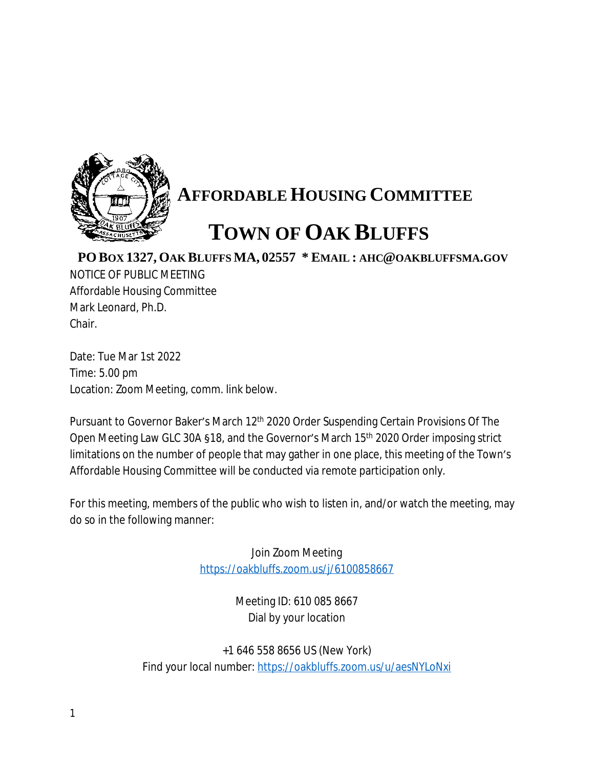# AFFORDABLE HOUSING COMMITTEE

# TOWN OF OAK BLUFFS

**PO BOX 1327, OAK BLUFFS MA, 02557 * EMAIL : AHC@OAKBLUFFSMA.GOV**

NOTICE OF PUBLIC MEETING
Affordable Housing Committee
Mark Leonard, Ph.D.
Chair.

Date: Tue Mar 1st 2022
Time: 5.00 pm
Location: Zoom Meeting, comm. link below.

Pursuant to Governor Baker's March 12th 2020 Order Suspending Certain Provisions Of The Open Meeting Law GLC 30A §18, and the Governor's March 15th 2020 Order imposing strict limitations on the number of people that may gather in one place, this meeting of the Town's Affordable Housing Committee will be conducted via remote participation only.

For this meeting, members of the public who wish to listen in, and/or watch the meeting, may do so in the following manner:

Join Zoom Meeting
https://oakbluffs.zoom.us/j/6100858667

Meeting ID: 610 085 8667
Dial by your location

+1 646 558 8656 US (New York)
Find your local number: https://oakbluffs.zoom.us/u/aesNYLoNxi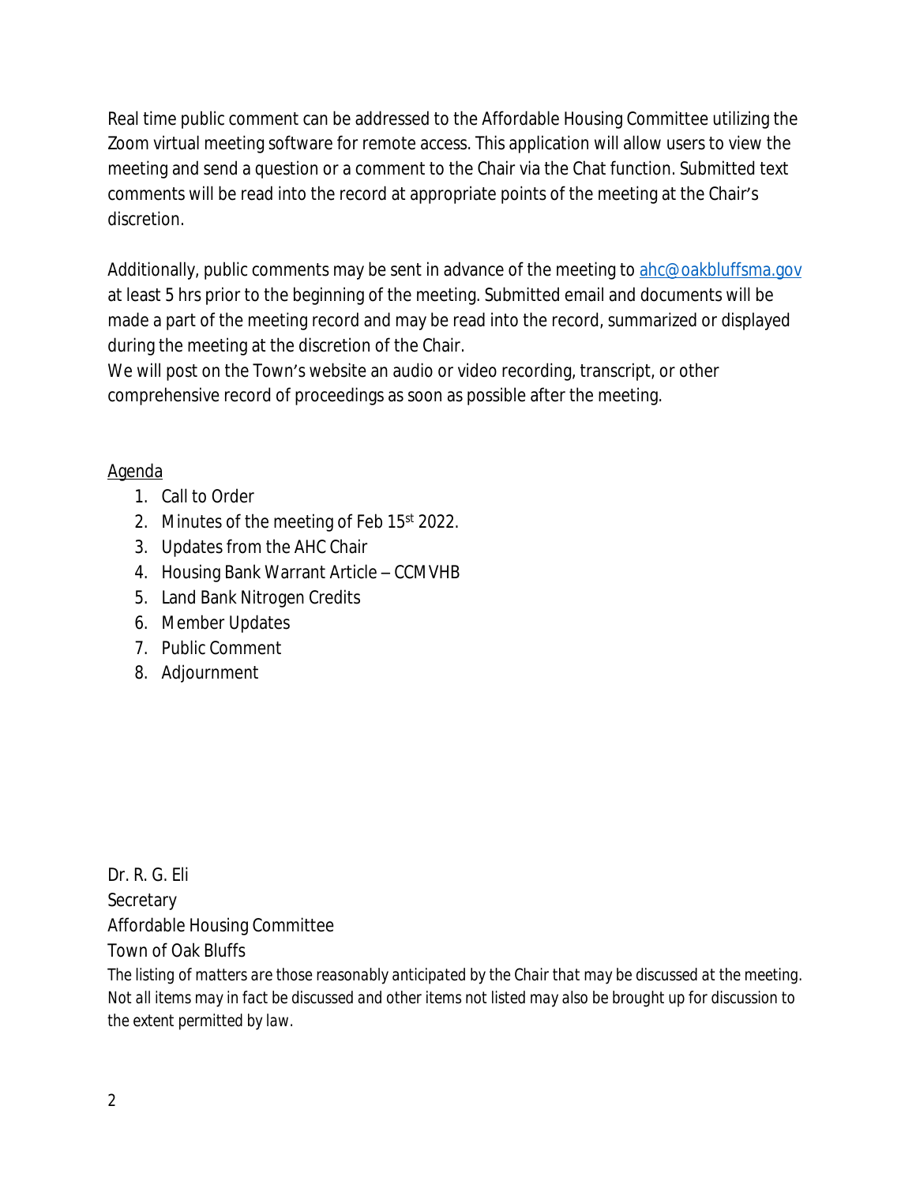Real time public comment can be addressed to the Affordable Housing Committee utilizing the Zoom virtual meeting software for remote access. This application will allow users to view the meeting and send a question or a comment to the Chair via the Chat function. Submitted text comments will be read into the record at appropriate points of the meeting at the Chair's discretion.

Additionally, public comments may be sent in advance of the meeting to [ahc@oakbluffsma.gov](mailto:ahc@oakbluffsma.gov) at least 5 hrs prior to the beginning of the meeting. Submitted email and documents will be made a part of the meeting record and may be read into the record, summarized or displayed during the meeting at the discretion of the Chair.
We will post on the Town's website an audio or video recording, transcript, or other comprehensive record of proceedings as soon as possible after the meeting.

<u>Agenda</u>

1. Call to Order
2. Minutes of the meeting of Feb 15st 2022.
3. Updates from the AHC Chair
4. Housing Bank Warrant Article – CCMVHB
5. Land Bank Nitrogen Credits
6. Member Updates
7. Public Comment
8. Adjournment

Dr. R. G. Eli
Secretary
Affordable Housing Committee
Town of Oak Bluffs

*The listing of matters are those reasonably anticipated by the Chair that may be discussed at the meeting. Not all items may in fact be discussed and other items not listed may also be brought up for discussion to the extent permitted by law.*